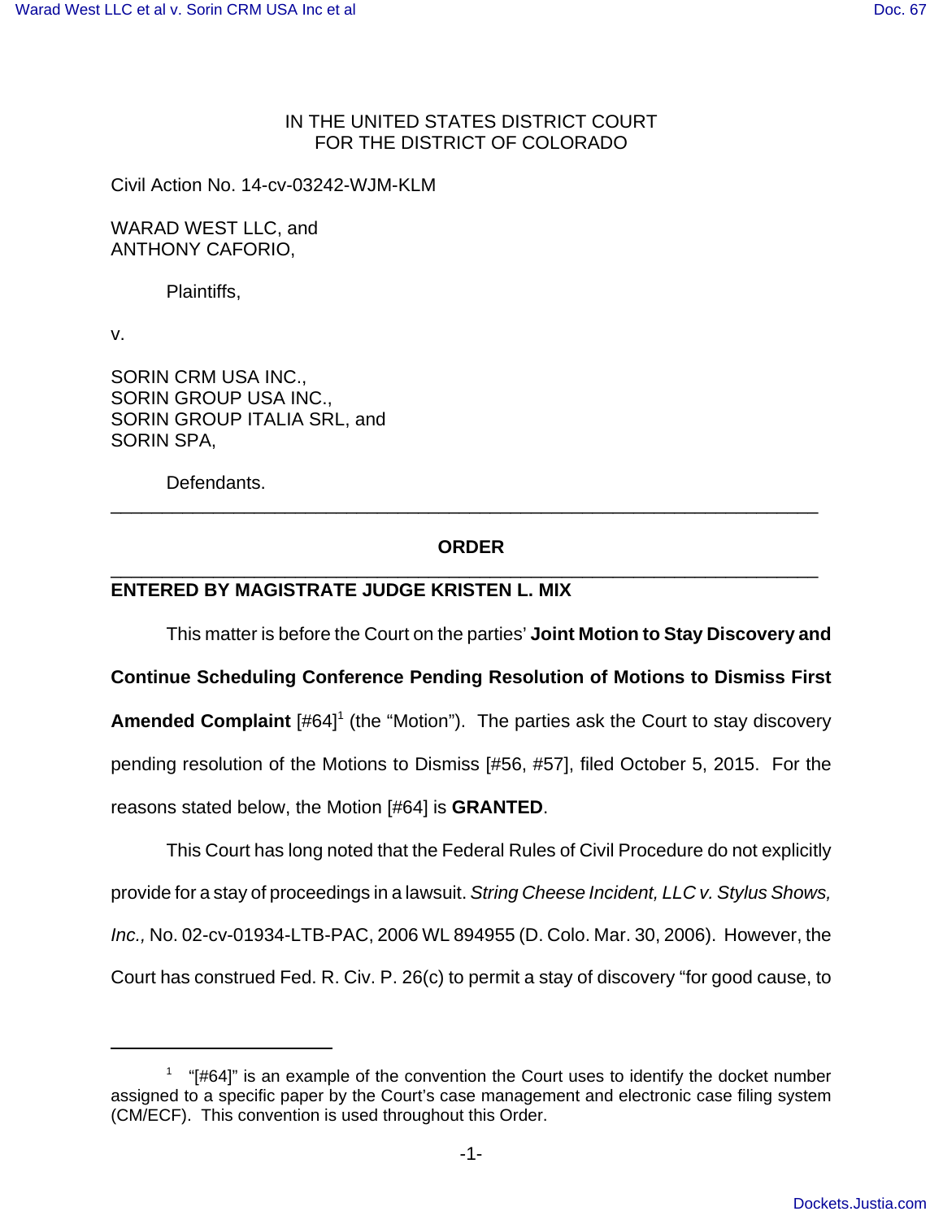IN THE UNITED STATES DISTRICT COURT
FOR THE DISTRICT OF COLORADO

Civil Action No. 14-cv-03242-WJM-KLM

WARAD WEST LLC, and
ANTHONY CAFORIO,

Plaintiffs,

v.

SORIN CRM USA INC.,
SORIN GROUP USA INC.,
SORIN GROUP ITALIA SRL, and
SORIN SPA,

Defendants.

---

**ORDER**

---

**ENTERED BY MAGISTRATE JUDGE KRISTEN L. MIX**

This matter is before the Court on the parties' **Joint Motion to Stay Discovery and Continue Scheduling Conference Pending Resolution of Motions to Dismiss First Amended Complaint** [#64][1] (the "Motion"). The parties ask the Court to stay discovery pending resolution of the Motions to Dismiss [#56, #57], filed October 5, 2015. For the reasons stated below, the Motion [#64] is **GRANTED**.

This Court has long noted that the Federal Rules of Civil Procedure do not explicitly provide for a stay of proceedings in a lawsuit. *String Cheese Incident, LLC v. Stylus Shows, Inc.,* No. 02-cv-01934-LTB-PAC, 2006 WL 894955 (D. Colo. Mar. 30, 2006). However, the Court has construed Fed. R. Civ. P. 26(c) to permit a stay of discovery "for good cause, to

---

[1] "[#64]" is an example of the convention the Court uses to identify the docket number assigned to a specific paper by the Court's case management and electronic case filing system (CM/ECF). This convention is used throughout this Order.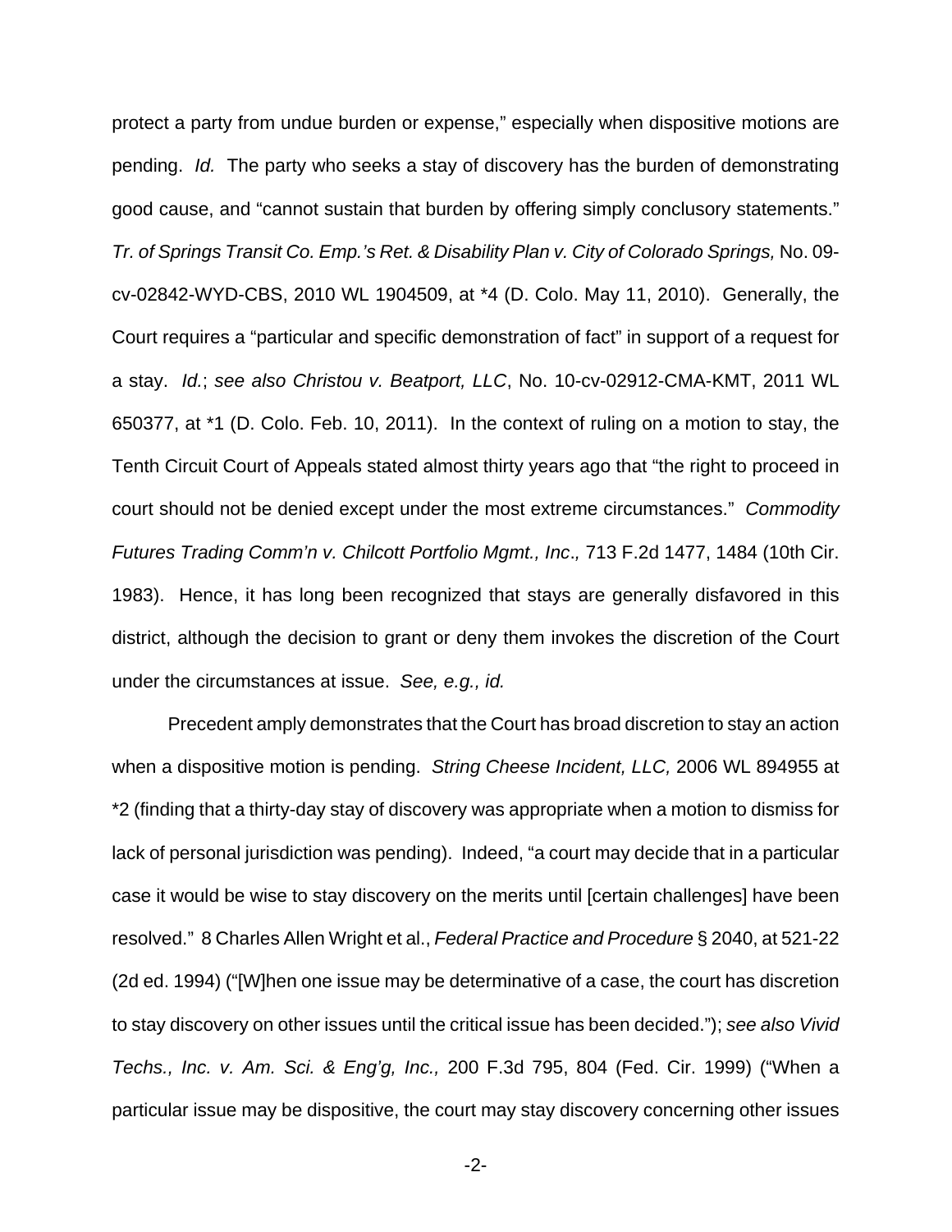protect a party from undue burden or expense," especially when dispositive motions are pending. *Id.* The party who seeks a stay of discovery has the burden of demonstrating good cause, and "cannot sustain that burden by offering simply conclusory statements." *Tr. of Springs Transit Co. Emp.'s Ret. & Disability Plan v. City of Colorado Springs,* No. 09-cv-02842-WYD-CBS, 2010 WL 1904509, at *4 (D. Colo. May 11, 2010). Generally, the Court requires a "particular and specific demonstration of fact" in support of a request for a stay. *Id.*; *see also Christou v. Beatport, LLC*, No. 10-cv-02912-CMA-KMT, 2011 WL 650377, at *1 (D. Colo. Feb. 10, 2011). In the context of ruling on a motion to stay, the Tenth Circuit Court of Appeals stated almost thirty years ago that "the right to proceed in court should not be denied except under the most extreme circumstances." *Commodity Futures Trading Comm'n v. Chilcott Portfolio Mgmt., Inc*., 713 F.2d 1477, 1484 (10th Cir. 1983). Hence, it has long been recognized that stays are generally disfavored in this district, although the decision to grant or deny them invokes the discretion of the Court under the circumstances at issue. *See, e.g., id.*

Precedent amply demonstrates that the Court has broad discretion to stay an action when a dispositive motion is pending. *String Cheese Incident, LLC,* 2006 WL 894955 at *2 (finding that a thirty-day stay of discovery was appropriate when a motion to dismiss for lack of personal jurisdiction was pending). Indeed, "a court may decide that in a particular case it would be wise to stay discovery on the merits until [certain challenges] have been resolved." 8 Charles Allen Wright et al., *Federal Practice and Procedure* § 2040, at 521-22 (2d ed. 1994) ("[W]hen one issue may be determinative of a case, the court has discretion to stay discovery on other issues until the critical issue has been decided."); *see also Vivid Techs., Inc. v. Am. Sci. & Eng'g, Inc.,* 200 F.3d 795, 804 (Fed. Cir. 1999) ("When a particular issue may be dispositive, the court may stay discovery concerning other issues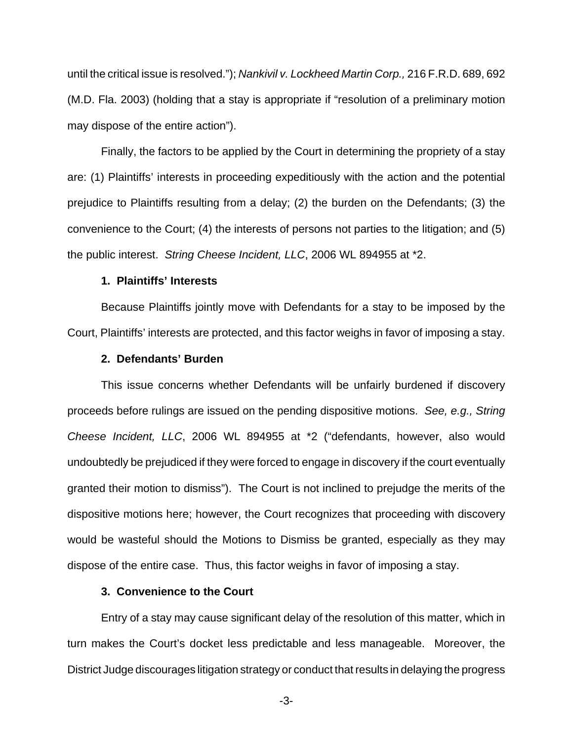until the critical issue is resolved."); *Nankivil v. Lockheed Martin Corp.,* 216 F.R.D. 689, 692 (M.D. Fla. 2003) (holding that a stay is appropriate if "resolution of a preliminary motion may dispose of the entire action").

Finally, the factors to be applied by the Court in determining the propriety of a stay are: (1) Plaintiffs' interests in proceeding expeditiously with the action and the potential prejudice to Plaintiffs resulting from a delay; (2) the burden on the Defendants; (3) the convenience to the Court; (4) the interests of persons not parties to the litigation; and (5) the public interest. *String Cheese Incident, LLC*, 2006 WL 894955 at *2.

**1. Plaintiffs' Interests**

Because Plaintiffs jointly move with Defendants for a stay to be imposed by the Court, Plaintiffs' interests are protected, and this factor weighs in favor of imposing a stay.

**2. Defendants' Burden**

This issue concerns whether Defendants will be unfairly burdened if discovery proceeds before rulings are issued on the pending dispositive motions. *See, e.g., String Cheese Incident, LLC*, 2006 WL 894955 at *2 ("defendants, however, also would undoubtedly be prejudiced if they were forced to engage in discovery if the court eventually granted their motion to dismiss"). The Court is not inclined to prejudge the merits of the dispositive motions here; however, the Court recognizes that proceeding with discovery would be wasteful should the Motions to Dismiss be granted, especially as they may dispose of the entire case. Thus, this factor weighs in favor of imposing a stay.

**3. Convenience to the Court**

Entry of a stay may cause significant delay of the resolution of this matter, which in turn makes the Court's docket less predictable and less manageable. Moreover, the District Judge discourages litigation strategy or conduct that results in delaying the progress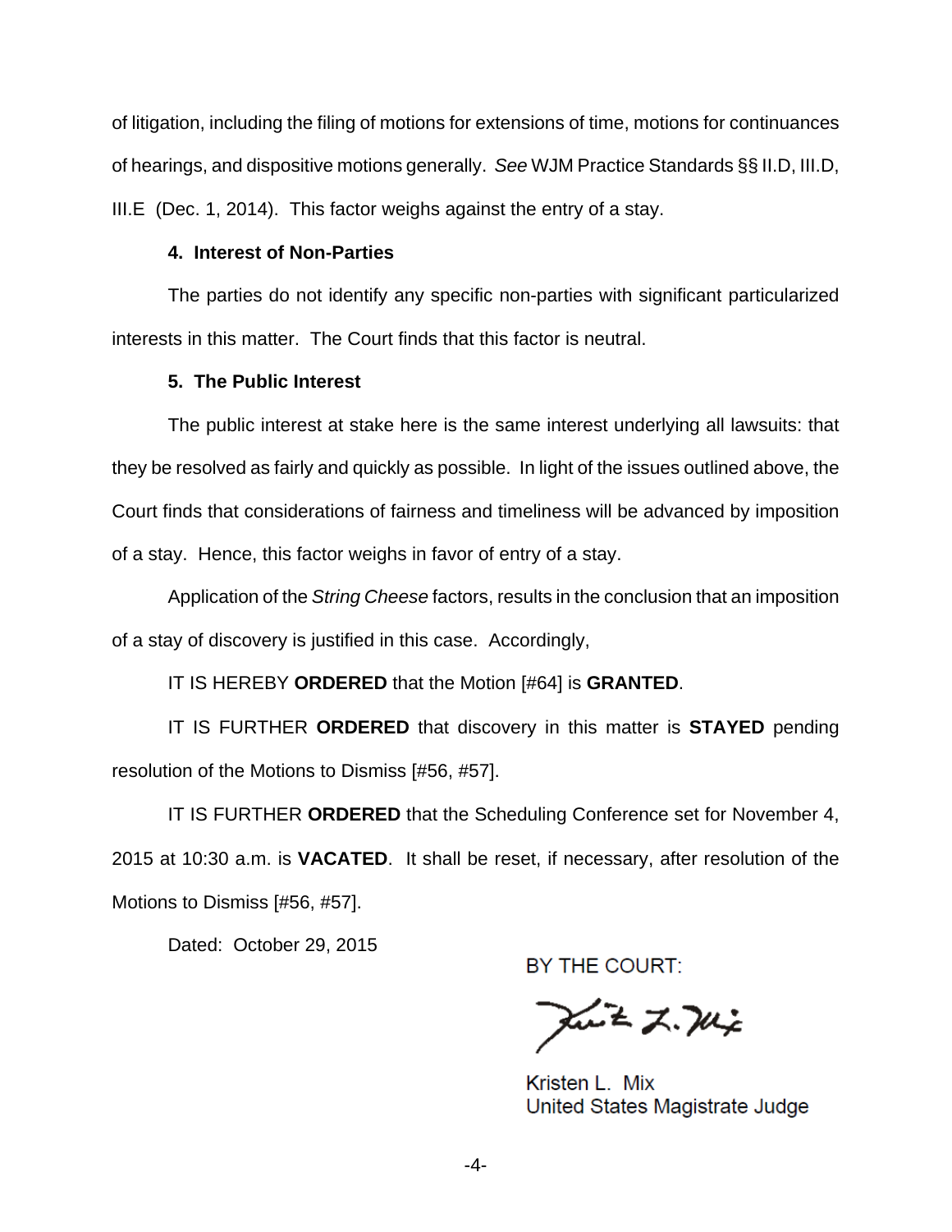of litigation, including the filing of motions for extensions of time, motions for continuances of hearings, and dispositive motions generally. *See* WJM Practice Standards §§ II.D, III.D, III.E (Dec. 1, 2014). This factor weighs against the entry of a stay.

**4. Interest of Non-Parties**

The parties do not identify any specific non-parties with significant particularized interests in this matter. The Court finds that this factor is neutral.

**5. The Public Interest**

The public interest at stake here is the same interest underlying all lawsuits: that they be resolved as fairly and quickly as possible. In light of the issues outlined above, the Court finds that considerations of fairness and timeliness will be advanced by imposition of a stay. Hence, this factor weighs in favor of entry of a stay.

Application of the *String Cheese* factors, results in the conclusion that an imposition of a stay of discovery is justified in this case. Accordingly,

IT IS HEREBY **ORDERED** that the Motion [#64] is **GRANTED**.

IT IS FURTHER **ORDERED** that discovery in this matter is **STAYED** pending resolution of the Motions to Dismiss [#56, #57].

IT IS FURTHER **ORDERED** that the Scheduling Conference set for November 4, 2015 at 10:30 a.m. is **VACATED**. It shall be reset, if necessary, after resolution of the Motions to Dismiss [#56, #57].

Dated: October 29, 2015

BY THE COURT:

Kristen L. Mix
United States Magistrate Judge